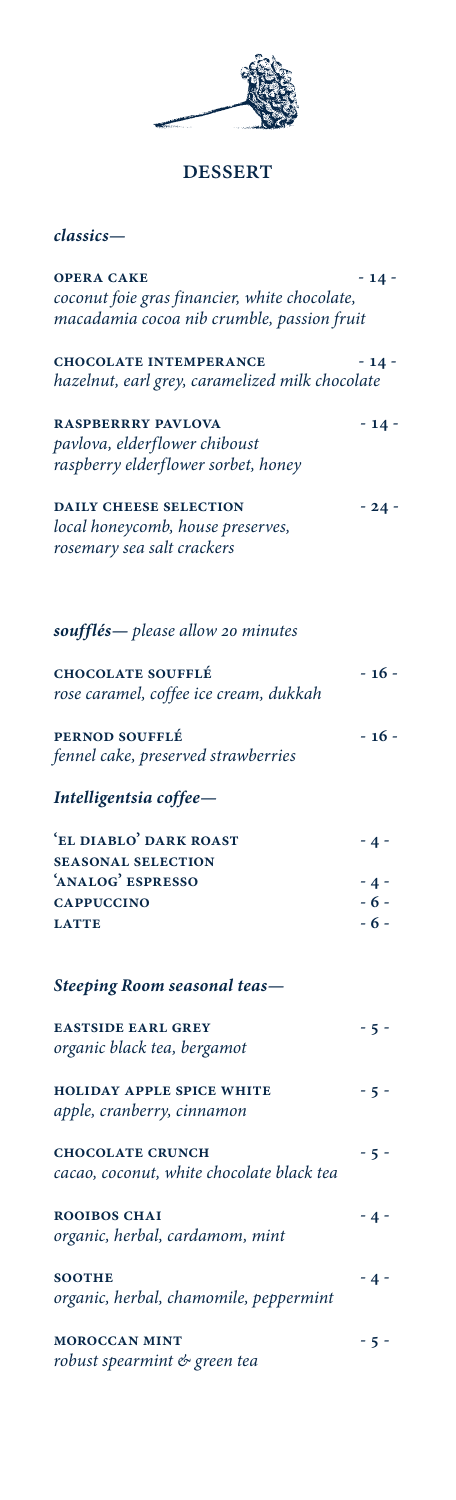# DESSERT

## *classics—*

**OPERA CAKE** - 14 -
*coconut foie gras financier, white chocolate, macadamia cocoa nib crumble, passion fruit*

**CHOCOLATE INTEMPERANCE** - 14 -
*hazelnut, earl grey, caramelized milk chocolate*

**RASPBERRRY PAVLOVA** - 14 -
*pavlova, elderflower chiboust*
*raspberry elderflower sorbet, honey*

**DAILY CHEESE SELECTION** - 24 -
*local honeycomb, house preserves,*
*rosemary sea salt crackers*

## *soufflés— please allow 20 minutes*

**CHOCOLATE SOUFFLÉ** - 16 -
*rose caramel, coffee ice cream, dukkah*

**PERNOD SOUFFLÉ** - 16 -
*fennel cake, preserved strawberries*

## *Intelligentsia coffee—*

**'EL DIABLO' DARK ROAST** - 4 -
**SEASONAL SELECTION**
**'ANALOG' ESPRESSO** - 4 -
**CAPPUCCINO** - 6 -
**LATTE** - 6 -

## *Steeping Room seasonal teas—*

**EASTSIDE EARL GREY** - 5 -
*organic black tea, bergamot*

**HOLIDAY APPLE SPICE WHITE** - 5 -
*apple, cranberry, cinnamon*

**CHOCOLATE CRUNCH** - 5 -
*cacao, coconut, white chocolate black tea*

**ROOIBOS CHAI** - 4 -
*organic, herbal, cardamom, mint*

**SOOTHE** - 4 -
*organic, herbal, chamomile, peppermint*

**MOROCCAN MINT** - 5 -
*robust spearmint & green tea*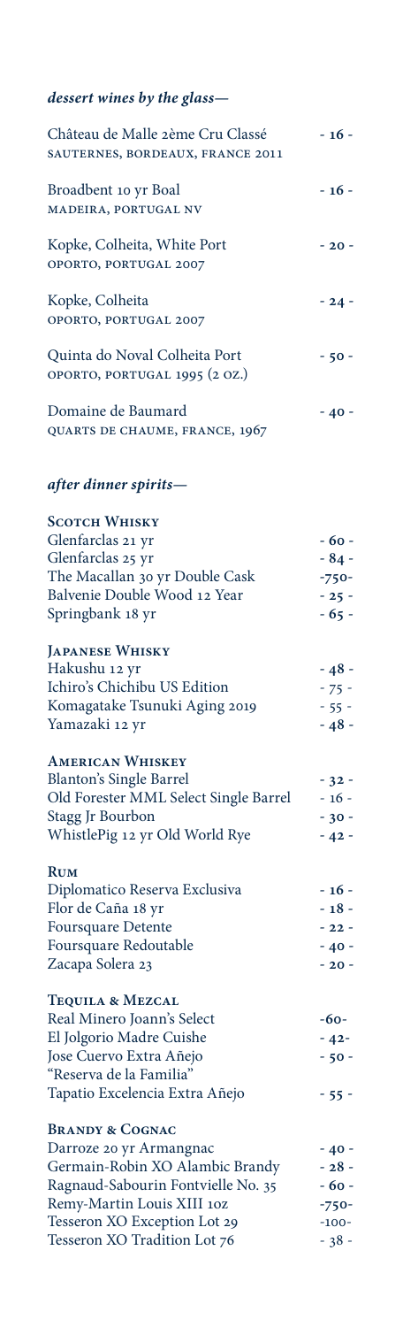## *dessert wines by the glass—*

| | |
|---|---|
| Château de Malle 2ème Cru Classé<br>SAUTERNES, BORDEAUX, FRANCE 2011 | - 16 - |
| Broadbent 10 yr Boal<br>MADEIRA, PORTUGAL NV | - 16 - |
| Kopke, Colheita, White Port<br>OPORTO, PORTUGAL 2007 | - 20 - |
| Kopke, Colheita<br>OPORTO, PORTUGAL 2007 | - 24 - |
| Quinta do Noval Colheita Port<br>OPORTO, PORTUGAL 1995 (2 OZ.) | - 50 - |
| Domaine de Baumard<br>QUARTS DE CHAUME, FRANCE, 1967 | - 40 - |

## *after dinner spirits—*

### Scotch Whisky

| | |
|---|---|
| Glenfarclas 21 yr | - 60 - |
| Glenfarclas 25 yr | - 84 - |
| The Macallan 30 yr Double Cask | -750- |
| Balvenie Double Wood 12 Year | - 25 - |
| Springbank 18 yr | - 65 - |

### Japanese Whisky

| | |
|---|---|
| Hakushu 12 yr | - 48 - |
| Ichiro's Chichibu US Edition | - 75 - |
| Komagatake Tsunuki Aging 2019 | - 55 - |
| Yamazaki 12 yr | - 48 - |

### American Whiskey

| | |
|---|---|
| Blanton's Single Barrel | - 32 - |
| Old Forester MML Select Single Barrel | - 16 - |
| Stagg Jr Bourbon | - 30 - |
| WhistlePig 12 yr Old World Rye | - 42 - |

### Rum

| | |
|---|---|
| Diplomatico Reserva Exclusiva | - 16 - |
| Flor de Caña 18 yr | - 18 - |
| Foursquare Detente | - 22 - |
| Foursquare Redoutable | - 40 - |
| Zacapa Solera 23 | - 20 - |

### Tequila & Mezcal

| | |
|---|---|
| Real Minero Joann's Select | -60- |
| El Jolgorio Madre Cuishe | - 42- |
| Jose Cuervo Extra Añejo "Reserva de la Familia" | - 50 - |
| Tapatio Excelencia Extra Añejo | - 55 - |

### Brandy & Cognac

| | |
|---|---|
| Darroze 20 yr Armangnac | - 40 - |
| Germain-Robin XO Alambic Brandy | - 28 - |
| Ragnaud-Sabourin Fontvielle No. 35 | - 60 - |
| Remy-Martin Louis XIII 1oz | -750- |
| Tesseron XO Exception Lot 29 | -100- |
| Tesseron XO Tradition Lot 76 | - 38 - |